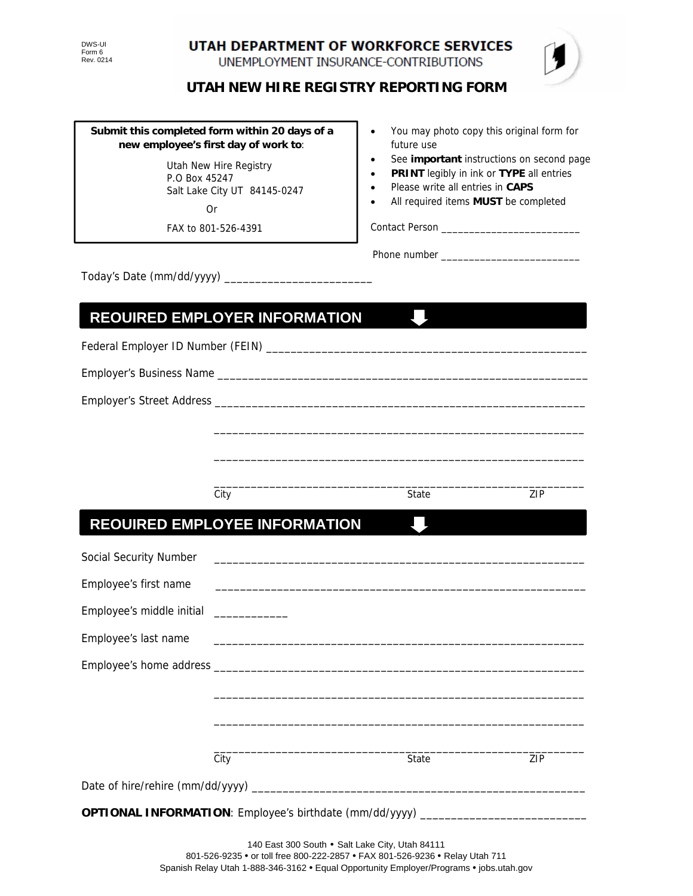DWS-UI
Form 6
Rev. 0214

# UTAH DEPARTMENT OF WORKFORCE SERVICES

UNEMPLOYMENT INSURANCE-CONTRIBUTIONS

## UTAH NEW HIRE REGISTRY REPORTING FORM

**Submit this completed form within 20 days of a new employee's first day of work to**:

Utah New Hire Registry
P.O Box 45247
Salt Lake City UT 84145-0247

Or

FAX to 801-526-4391

- You may photo copy this original form for future use
- See **important** instructions on second page
- **PRINT** legibly in ink or **TYPE** all entries
- Please write all entries in **CAPS**
- All required items **MUST** be completed

Contact Person ________________________

Phone number ________________________

Today's Date (mm/dd/yyyy) ________________________

## REOUIRED EMPLOYER INFORMATION

Federal Employer ID Number (FEIN) ____________________________________________________

Employer's Business Name ____________________________________________________________

Employer's Street Address ____________________________________________________________

____________________________________________________________

____________________________________________________________

____________________________________________________________
City State ZIP

## REOUIRED EMPLOYEE INFORMATION

Social Security Number ____________________________________________________________

Employee's first name ____________________________________________________________

Employee's middle initial ____________

Employee's last name ____________________________________________________________

Employee's home address ____________________________________________________________

____________________________________________________________

____________________________________________________________

____________________________________________________________
City State ZIP

Date of hire/rehire (mm/dd/yyyy) ____________________________________________________

**OPTIONAL INFORMATION**: Employee's birthdate (mm/dd/yyyy) ___________________________

140 East 300 South • Salt Lake City, Utah 84111
801-526-9235 • or toll free 800-222-2857 • FAX 801-526-9236 • Relay Utah 711
Spanish Relay Utah 1-888-346-3162 • Equal Opportunity Employer/Programs • jobs.utah.gov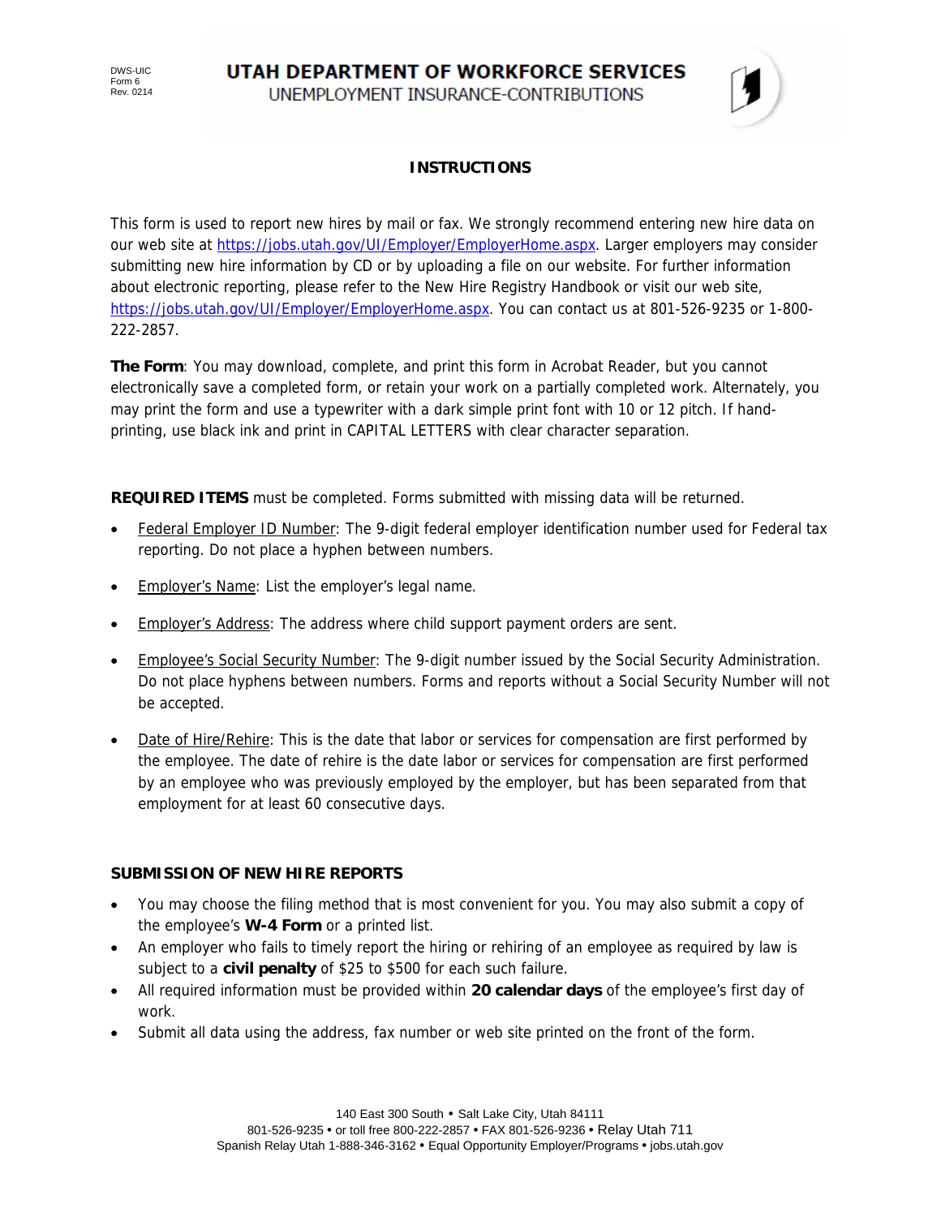DWS-UIC
Form 6
Rev. 0214

# UTAH DEPARTMENT OF WORKFORCE SERVICES

UNEMPLOYMENT INSURANCE-CONTRIBUTIONS

## INSTRUCTIONS

This form is used to report new hires by mail or fax. We strongly recommend entering new hire data on our web site at https://jobs.utah.gov/UI/Employer/EmployerHome.aspx. Larger employers may consider submitting new hire information by CD or by uploading a file on our website. For further information about electronic reporting, please refer to the New Hire Registry Handbook or visit our web site, https://jobs.utah.gov/UI/Employer/EmployerHome.aspx. You can contact us at 801-526-9235 or 1-800-222-2857.

**The Form**: You may download, complete, and print this form in Acrobat Reader, but you cannot electronically save a completed form, or retain your work on a partially completed work. Alternately, you may print the form and use a typewriter with a dark simple print font with 10 or 12 pitch. If hand-printing, use black ink and print in CAPITAL LETTERS with clear character separation.

**REQUIRED ITEMS** must be completed. Forms submitted with missing data will be returned.

- Federal Employer ID Number: The 9-digit federal employer identification number used for Federal tax reporting. Do not place a hyphen between numbers.
- Employer's Name: List the employer's legal name.
- Employer's Address: The address where child support payment orders are sent.
- Employee's Social Security Number: The 9-digit number issued by the Social Security Administration. Do not place hyphens between numbers. Forms and reports without a Social Security Number will not be accepted.
- Date of Hire/Rehire: This is the date that labor or services for compensation are first performed by the employee. The date of rehire is the date labor or services for compensation are first performed by an employee who was previously employed by the employer, but has been separated from that employment for at least 60 consecutive days.

**SUBMISSION OF NEW HIRE REPORTS**

- You may choose the filing method that is most convenient for you. You may also submit a copy of the employee's **W-4 Form** or a printed list.
- An employer who fails to timely report the hiring or rehiring of an employee as required by law is subject to a **civil penalty** of $25 to $500 for each such failure.
- All required information must be provided within **20 calendar days** of the employee's first day of work.
- Submit all data using the address, fax number or web site printed on the front of the form.

140 East 300 South • Salt Lake City, Utah 84111
801-526-9235 • or toll free 800-222-2857 • FAX 801-526-9236 • Relay Utah 711
Spanish Relay Utah 1-888-346-3162 • Equal Opportunity Employer/Programs • jobs.utah.gov